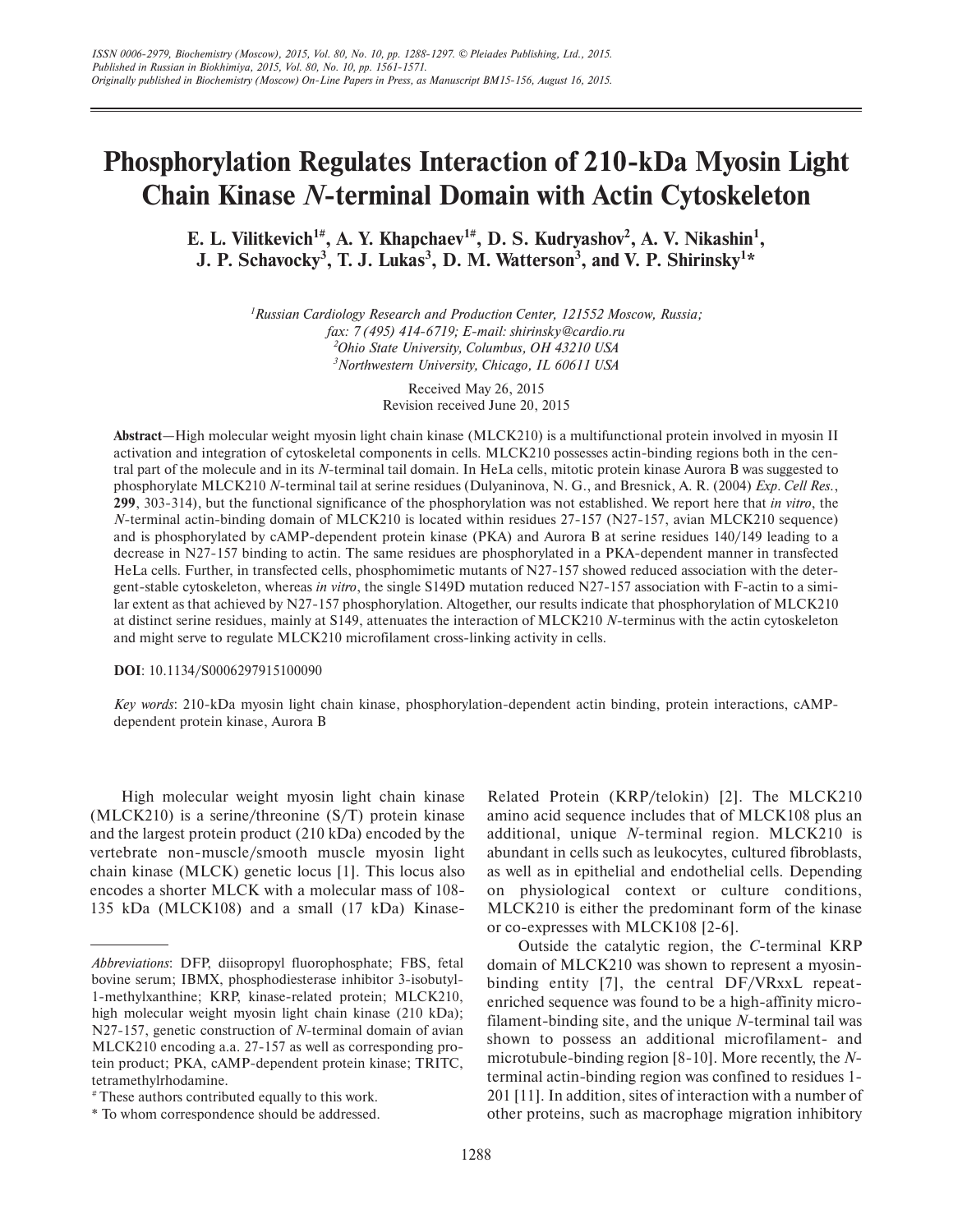# Phosphorylation Regulates Interaction of 210-kDa Myosin Light Chain Kinase *N*-terminal Domain with Actin Cytoskeleton

**E. L. Vilitkevich[1#], A. Y. Khapchaev[1#], D. S. Kudryashov[2], A. V. Nikashin[1], J. P. Schavocky[3], T. J. Lukas[3], D. M. Watterson[3], and V. P. Shirinsky[1]***

*[1]Russian Cardiology Research and Production Center, 121552 Moscow, Russia; fax: 7 (495) 414-6719; E-mail: shirinsky@cardio.ru*
*[2]Ohio State University, Columbus, OH 43210 USA*
*[3]Northwestern University, Chicago, IL 60611 USA*

Received May 26, 2015
Revision received June 20, 2015

**Abstract**—High molecular weight myosin light chain kinase (MLCK210) is a multifunctional protein involved in myosin II activation and integration of cytoskeletal components in cells. MLCK210 possesses actin-binding regions both in the central part of the molecule and in its *N*-terminal tail domain. In HeLa cells, mitotic protein kinase Aurora B was suggested to phosphorylate MLCK210 *N*-terminal tail at serine residues (Dulyaninova, N. G., and Bresnick, A. R. (2004) *Exp. Cell Res.*, **299**, 303-314), but the functional significance of the phosphorylation was not established. We report here that *in vitro*, the *N*-terminal actin-binding domain of MLCK210 is located within residues 27-157 (N27-157, avian MLCK210 sequence) and is phosphorylated by cAMP-dependent protein kinase (PKA) and Aurora B at serine residues 140/149 leading to a decrease in N27-157 binding to actin. The same residues are phosphorylated in a PKA-dependent manner in transfected HeLa cells. Further, in transfected cells, phosphomimetic mutants of N27-157 showed reduced association with the detergent-stable cytoskeleton, whereas *in vitro*, the single S149D mutation reduced N27-157 association with F-actin to a similar extent as that achieved by N27-157 phosphorylation. Altogether, our results indicate that phosphorylation of MLCK210 at distinct serine residues, mainly at S149, attenuates the interaction of MLCK210 *N*-terminus with the actin cytoskeleton and might serve to regulate MLCK210 microfilament cross-linking activity in cells.

**DOI**: 10.1134/S0006297915100090

*Key words*: 210-kDa myosin light chain kinase, phosphorylation-dependent actin binding, protein interactions, cAMP-dependent protein kinase, Aurora B

High molecular weight myosin light chain kinase (MLCK210) is a serine/threonine (S/T) protein kinase and the largest protein product (210 kDa) encoded by the vertebrate non-muscle/smooth muscle myosin light chain kinase (MLCK) genetic locus [1]. This locus also encodes a shorter MLCK with a molecular mass of 108-135 kDa (MLCK108) and a small (17 kDa) Kinase-Related Protein (KRP/telokin) [2]. The MLCK210 amino acid sequence includes that of MLCK108 plus an additional, unique *N*-terminal region. MLCK210 is abundant in cells such as leukocytes, cultured fibroblasts, as well as in epithelial and endothelial cells. Depending on physiological context or culture conditions, MLCK210 is either the predominant form of the kinase or co-expresses with MLCK108 [2-6].

Outside the catalytic region, the *C*-terminal KRP domain of MLCK210 was shown to represent a myosin-binding entity [7], the central DF/VRxxL repeat-enriched sequence was found to be a high-affinity microfilament-binding site, and the unique *N*-terminal tail was shown to possess an additional microfilament- and microtubule-binding region [8-10]. More recently, the *N*-terminal actin-binding region was confined to residues 1-201 [11]. In addition, sites of interaction with a number of other proteins, such as macrophage migration inhibitory

*Abbreviations*: DFP, diisopropyl fluorophosphate; FBS, fetal bovine serum; IBMX, phosphodiesterase inhibitor 3-isobutyl-1-methylxanthine; KRP, kinase-related protein; MLCK210, high molecular weight myosin light chain kinase (210 kDa); N27-157, genetic construction of *N*-terminal domain of avian MLCK210 encoding a.a. 27-157 as well as corresponding protein product; PKA, cAMP-dependent protein kinase; TRITC, tetramethylrhodamine.

[#] These authors contributed equally to this work.

\* To whom correspondence should be addressed.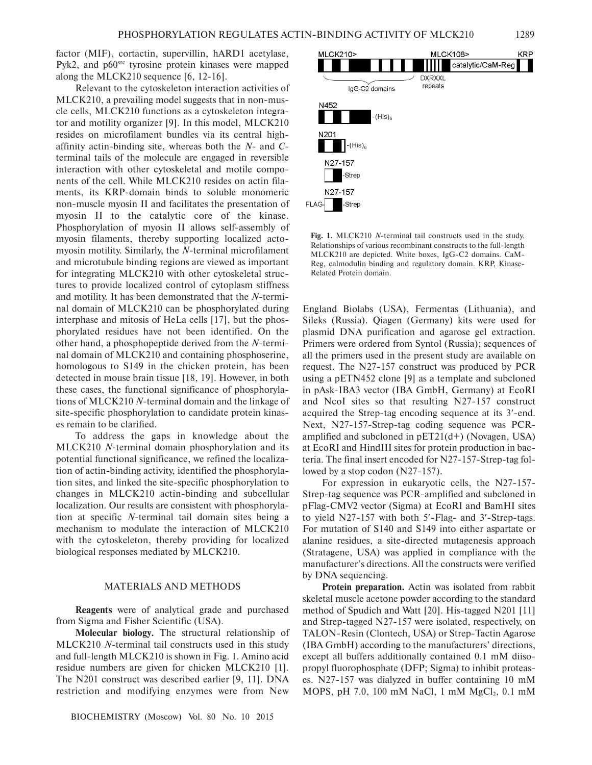factor (MIF), cortactin, supervillin, hARD1 acetylase, Pyk2, and p60[src] tyrosine protein kinases were mapped along the MLCK210 sequence [6, 12-16].

Relevant to the cytoskeleton interaction activities of MLCK210, a prevailing model suggests that in non-muscle cells, MLCK210 functions as a cytoskeleton integrator and motility organizer [9]. In this model, MLCK210 resides on microfilament bundles via its central high-affinity actin-binding site, whereas both the *N*- and *C*-terminal tails of the molecule are engaged in reversible interaction with other cytoskeletal and motile components of the cell. While MLCK210 resides on actin filaments, its KRP-domain binds to soluble monomeric non-muscle myosin II and facilitates the presentation of myosin II to the catalytic core of the kinase. Phosphorylation of myosin II allows self-assembly of myosin filaments, thereby supporting localized actomyosin motility. Similarly, the *N*-terminal microfilament and microtubule binding regions are viewed as important for integrating MLCK210 with other cytoskeletal structures to provide localized control of cytoplasm stiffness and motility. It has been demonstrated that the *N*-terminal domain of MLCK210 can be phosphorylated during interphase and mitosis of HeLa cells [17], but the phosphorylated residues have not been identified. On the other hand, a phosphopeptide derived from the *N*-terminal domain of MLCK210 and containing phosphoserine, homologous to S149 in the chicken protein, has been detected in mouse brain tissue [18, 19]. However, in both these cases, the functional significance of phosphorylations of MLCK210 *N*-terminal domain and the linkage of site-specific phosphorylation to candidate protein kinases remain to be clarified.

To address the gaps in knowledge about the MLCK210 *N*-terminal domain phosphorylation and its potential functional significance, we refined the localization of actin-binding activity, identified the phosphorylation sites, and linked the site-specific phosphorylation to changes in MLCK210 actin-binding and subcellular localization. Our results are consistent with phosphorylation at specific *N*-terminal tail domain sites being a mechanism to modulate the interaction of MLCK210 with the cytoskeleton, thereby providing for localized biological responses mediated by MLCK210.

## MATERIALS AND METHODS

**Reagents** were of analytical grade and purchased from Sigma and Fisher Scientific (USA).

**Molecular biology.** The structural relationship of MLCK210 *N*-terminal tail constructs used in this study and full-length MLCK210 is shown in Fig. 1. Amino acid residue numbers are given for chicken MLCK210 [1]. The N201 construct was described earlier [9, 11]. DNA restriction and modifying enzymes were from New England Biolabs (USA), Fermentas (Lithuania), and Sileks (Russia). Qiagen (Germany) kits were used for plasmid DNA purification and agarose gel extraction. Primers were ordered from Syntol (Russia); sequences of all the primers used in the present study are available on request. The N27-157 construct was produced by PCR using a pETN452 clone [9] as a template and subcloned in pAsk-IBA3 vector (IBA GmbH, Germany) at EcoRI and NcoI sites so that resulting N27-157 construct acquired the Strep-tag encoding sequence at its 3′-end. Next, N27-157-Strep-tag coding sequence was PCR-amplified and subcloned in pET21(d+) (Novagen, USA) at EcoRI and HindIII sites for protein production in bacteria. The final insert encoded for N27-157-Strep-tag followed by a stop codon (N27-157).

MLCK210>
MLCK108>
KRP
catalytic/CaM-Reg
IgG-C2 domains
DXRXXL repeats
N452
-(His)$_6$
N201
-(His)$_6$
N27-157
-Strep
N27-157
FLAG-
-Strep

**Fig. 1.** MLCK210 *N*-terminal tail constructs used in the study. Relationships of various recombinant constructs to the full-length MLCK210 are depicted. White boxes, IgG-C2 domains. CaM-Reg, calmodulin binding and regulatory domain. KRP, Kinase-Related Protein domain.

For expression in eukaryotic cells, the N27-157-Strep-tag sequence was PCR-amplified and subcloned in pFlag-CMV2 vector (Sigma) at EcoRI and BamHI sites to yield N27-157 with both 5′-Flag- and 3′-Strep-tags. For mutation of S140 and S149 into either aspartate or alanine residues, a site-directed mutagenesis approach (Stratagene, USA) was applied in compliance with the manufacturer's directions. All the constructs were verified by DNA sequencing.

**Protein preparation.** Actin was isolated from rabbit skeletal muscle acetone powder according to the standard method of Spudich and Watt [20]. His-tagged N201 [11] and Strep-tagged N27-157 were isolated, respectively, on TALON-Resin (Clontech, USA) or Strep-Tactin Agarose (IBA GmbH) according to the manufacturers' directions, except all buffers additionally contained 0.1 mM diisopropyl fluorophosphate (DFP; Sigma) to inhibit proteases. N27-157 was dialyzed in buffer containing 10 mM MOPS, pH 7.0, 100 mM NaCl, 1 mM $MgCl_2$, 0.1 mM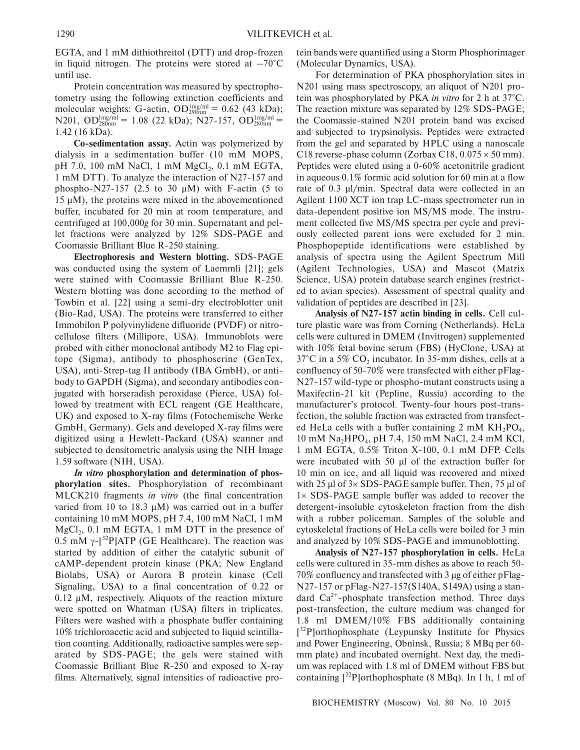EGTA, and 1 mM dithiothreitol (DTT) and drop-frozen in liquid nitrogen. The proteins were stored at –70°C until use.

Protein concentration was measured by spectrophotometry using the following extinction coefficients and molecular weights: G-actin, $OD_{290nm}^{1mg/ml} = 0.62$ (43 kDa); N201, $OD_{280nm}^{1mg/ml} = 1.08$ (22 kDa); N27-157, $OD_{280nm}^{1mg/ml} = 1.42$ (16 kDa).

**Co-sedimentation assay.** Actin was polymerized by dialysis in a sedimentation buffer (10 mM MOPS, pH 7.0, 100 mM NaCl, 1 mM $MgCl_2$, 0.1 mM EGTA, 1 mM DTT). To analyze the interaction of N27-157 and phospho-N27-157 (2.5 to 30 μM) with F-actin (5 to 15 μM), the proteins were mixed in the abovementioned buffer, incubated for 20 min at room temperature, and centrifuged at 100,000*g* for 30 min. Supernatant and pellet fractions were analyzed by 12% SDS-PAGE and Coomassie Brilliant Blue R-250 staining.

**Electrophoresis and Western blotting.** SDS-PAGE was conducted using the system of Laemmli [21]; gels were stained with Coomassie Brilliant Blue R-250. Western blotting was done according to the method of Towbin et al. [22] using a semi-dry electroblotter unit (Bio-Rad, USA). The proteins were transferred to either Immobilon P polyvinylidene difluoride (PVDF) or nitrocellulose filters (Millipore, USA). Immunoblots were probed with either monoclonal antibody M2 to Flag epitope (Sigma), antibody to phosphoserine (GenTex, USA), anti-Strep-tag II antibody (IBA GmbH), or antibody to GAPDH (Sigma), and secondary antibodies conjugated with horseradish peroxidase (Pierce, USA) followed by treatment with ECL reagent (GE Healthcare, UK) and exposed to X-ray films (Fotochemische Werke GmbH, Germany). Gels and developed X-ray films were digitized using a Hewlett-Packard (USA) scanner and subjected to densitometric analysis using the NIH Image 1.59 software (NIH, USA).

***In vitro* phosphorylation and determination of phosphorylation sites.** Phosphorylation of recombinant MLCK210 fragments *in vitro* (the final concentration varied from 10 to 18.3 μM) was carried out in a buffer containing 10 mM MOPS, pH 7.4, 100 mM NaCl, 1 mM $MgCl_2$, 0.1 mM EGTA, 1 mM DTT in the presence of 0.5 mM γ-[$^{32}$P]ATP (GE Healthcare). The reaction was started by addition of either the catalytic subunit of cAMP-dependent protein kinase (PKA; New England Biolabs, USA) or Aurora B protein kinase (Cell Signaling, USA) to a final concentration of 0.22 or 0.12 μM, respectively. Aliquots of the reaction mixture were spotted on Whatman (USA) filters in triplicates. Filters were washed with a phosphate buffer containing 10% trichloroacetic acid and subjected to liquid scintillation counting. Additionally, radioactive samples were separated by SDS-PAGE; the gels were stained with Coomassie Brilliant Blue R-250 and exposed to X-ray films. Alternatively, signal intensities of radioactive protein bands were quantified using a Storm Phosphorimager (Molecular Dynamics, USA).

For determination of PKA phosphorylation sites in N201 using mass spectroscopy, an aliquot of N201 protein was phosphorylated by PKA *in vitro* for 2 h at 37°C. The reaction mixture was separated by 12% SDS-PAGE; the Coomassie-stained N201 protein band was excised and subjected to trypsinolysis. Peptides were extracted from the gel and separated by HPLC using a nanoscale C18 reverse-phase column (Zorbax C18, 0.075 × 50 mm). Peptides were eluted using a 0-60% acetonitrile gradient in aqueous 0.1% formic acid solution for 60 min at a flow rate of 0.3 μl/min. Spectral data were collected in an Agilent 1100 XCT ion trap LC-mass spectrometer run in data-dependent positive ion MS/MS mode. The instrument collected five MS/MS spectra per cycle and previously collected parent ions were excluded for 2 min. Phosphopeptide identifications were established by analysis of spectra using the Agilent Spectrum Mill (Agilent Technologies, USA) and Mascot (Matrix Science, USA) protein database search engines (restricted to avian species). Assessment of spectral quality and validation of peptides are described in [23].

**Analysis of N27-157 actin binding in cells.** Cell culture plastic ware was from Corning (Netherlands). HeLa cells were cultured in DMEM (Invitrogen) supplemented with 10% fetal bovine serum (FBS) (HyClone, USA) at 37°C in a 5% $CO_2$ incubator. In 35-mm dishes, cells at a confluency of 50-70% were transfected with either pFlag-N27-157 wild-type or phospho-mutant constructs using a Maxifectin-21 kit (Pepline, Russia) according to the manufacturer's protocol. Twenty-four hours post-transfection, the soluble fraction was extracted from transfected HeLa cells with a buffer containing 2 mM $KH_2PO_4$, 10 mM $Na_2HPO_4$, pH 7.4, 150 mM NaCl, 2.4 mM KCl, 1 mM EGTA, 0.5% Triton X-100, 0.1 mM DFP. Cells were incubated with 50 μl of the extraction buffer for 10 min on ice, and all liquid was recovered and mixed with 25 μl of 3× SDS-PAGE sample buffer. Then, 75 μl of 1× SDS-PAGE sample buffer was added to recover the detergent-insoluble cytoskeleton fraction from the dish with a rubber policeman. Samples of the soluble and cytoskeletal fractions of HeLa cells were boiled for 3 min and analyzed by 10% SDS-PAGE and immunoblotting.

**Analysis of N27-157 phosphorylation in cells.** HeLa cells were cultured in 35-mm dishes as above to reach 50-70% confluency and transfected with 3 μg of either pFlag-N27-157 or pFlag-N27-157(S140A, S149A) using a standard $Ca^{2+}$-phosphate transfection method. Three days post-transfection, the culture medium was changed for 1.8 ml DMEM/10% FBS additionally containing [$^{32}$P]orthophosphate (Leypunsky Institute for Physics and Power Engineering, Obninsk, Russia; 8 MBq per 60-mm plate) and incubated overnight. Next day, the medium was replaced with 1.8 ml of DMEM without FBS but containing [$^{32}$P]orthophosphate (8 MBq). In 1 h, 1 ml of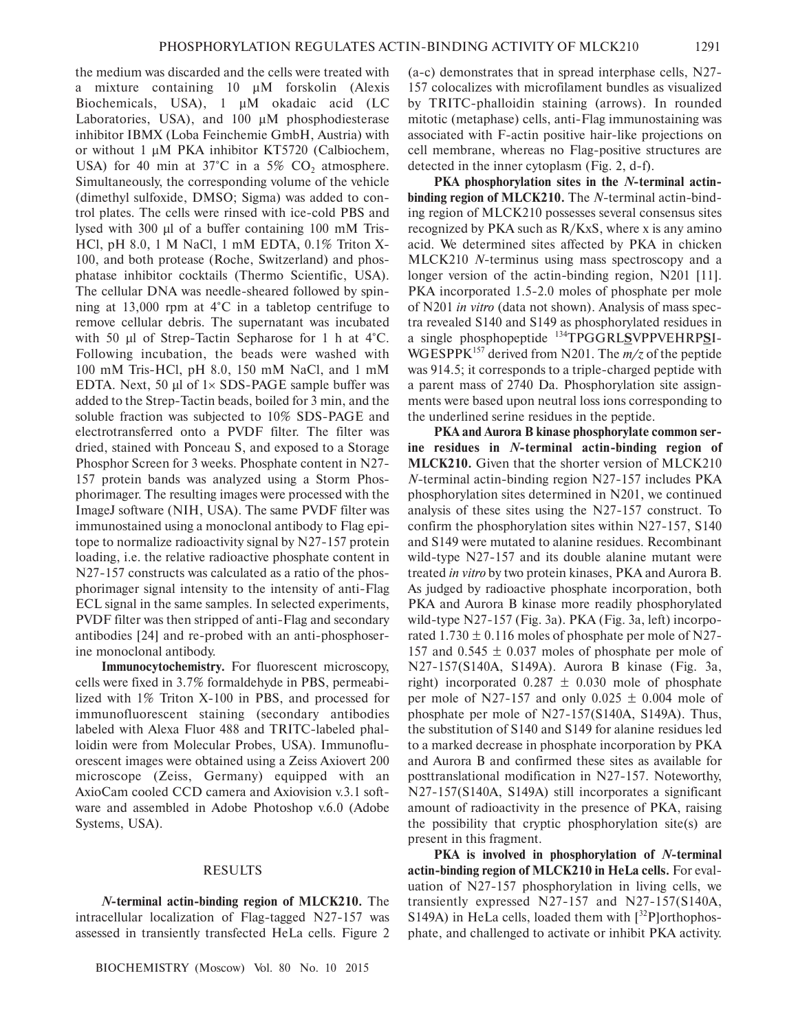the medium was discarded and the cells were treated with a mixture containing 10 μM forskolin (Alexis Biochemicals, USA), 1 μM okadaic acid (LC Laboratories, USA), and 100 μM phosphodiesterase inhibitor IBMX (Loba Feinchemie GmbH, Austria) with or without 1 μM PKA inhibitor KT5720 (Calbiochem, USA) for 40 min at 37°C in a 5% $CO_2$ atmosphere. Simultaneously, the corresponding volume of the vehicle (dimethyl sulfoxide, DMSO; Sigma) was added to control plates. The cells were rinsed with ice-cold PBS and lysed with 300 μl of a buffer containing 100 mM Tris-HCl, pH 8.0, 1 M NaCl, 1 mM EDTA, 0.1% Triton X-100, and both protease (Roche, Switzerland) and phosphatase inhibitor cocktails (Thermo Scientific, USA). The cellular DNA was needle-sheared followed by spinning at 13,000 rpm at 4°C in a tabletop centrifuge to remove cellular debris. The supernatant was incubated with 50 μl of Strep-Tactin Sepharose for 1 h at 4°C. Following incubation, the beads were washed with 100 mM Tris-HCl, pH 8.0, 150 mM NaCl, and 1 mM EDTA. Next, 50 μl of 1× SDS-PAGE sample buffer was added to the Strep-Tactin beads, boiled for 3 min, and the soluble fraction was subjected to 10% SDS-PAGE and electrotransferred onto a PVDF filter. The filter was dried, stained with Ponceau S, and exposed to a Storage Phosphor Screen for 3 weeks. Phosphate content in N27-157 protein bands was analyzed using a Storm Phosphorimager. The resulting images were processed with the ImageJ software (NIH, USA). The same PVDF filter was immunostained using a monoclonal antibody to Flag epitope to normalize radioactivity signal by N27-157 protein loading, i.e. the relative radioactive phosphate content in N27-157 constructs was calculated as a ratio of the phosphorimager signal intensity to the intensity of anti-Flag ECL signal in the same samples. In selected experiments, PVDF filter was then stripped of anti-Flag and secondary antibodies [24] and re-probed with an anti-phosphoserine monoclonal antibody.

**Immunocytochemistry.** For fluorescent microscopy, cells were fixed in 3.7% formaldehyde in PBS, permeabilized with 1% Triton X-100 in PBS, and processed for immunofluorescent staining (secondary antibodies labeled with Alexa Fluor 488 and TRITC-labeled phalloidin were from Molecular Probes, USA). Immunofluorescent images were obtained using a Zeiss Axiovert 200 microscope (Zeiss, Germany) equipped with an AxioCam cooled CCD camera and Axiovision v.3.1 software and assembled in Adobe Photoshop v.6.0 (Adobe Systems, USA).

## RESULTS

***N*-terminal actin-binding region of MLCK210.** The intracellular localization of Flag-tagged N27-157 was assessed in transiently transfected HeLa cells. Figure 2 (a-c) demonstrates that in spread interphase cells, N27-157 colocalizes with microfilament bundles as visualized by TRITC-phalloidin staining (arrows). In rounded mitotic (metaphase) cells, anti-Flag immunostaining was associated with F-actin positive hair-like projections on cell membrane, whereas no Flag-positive structures are detected in the inner cytoplasm (Fig. 2, d-f).

**PKA phosphorylation sites in the *N*-terminal actin-binding region of MLCK210.** The *N*-terminal actin-binding region of MLCK210 possesses several consensus sites recognized by PKA such as R/KxS, where x is any amino acid. We determined sites affected by PKA in chicken MLCK210 *N*-terminus using mass spectroscopy and a longer version of the actin-binding region, N201 [11]. PKA incorporated 1.5-2.0 moles of phosphate per mole of N201 *in vitro* (data not shown). Analysis of mass spectra revealed S140 and S149 as phosphorylated residues in a single phosphopeptide [134]TPGGRL<u>**S**</u>VPPVEHRP<u>**S**</u>I-WGESPPK[157] derived from N201. The *m/z* of the peptide was 914.5; it corresponds to a triple-charged peptide with a parent mass of 2740 Da. Phosphorylation site assignments were based upon neutral loss ions corresponding to the underlined serine residues in the peptide.

**PKA and Aurora B kinase phosphorylate common serine residues in *N*-terminal actin-binding region of MLCK210.** Given that the shorter version of MLCK210 *N*-terminal actin-binding region N27-157 includes PKA phosphorylation sites determined in N201, we continued analysis of these sites using the N27-157 construct. To confirm the phosphorylation sites within N27-157, S140 and S149 were mutated to alanine residues. Recombinant wild-type N27-157 and its double alanine mutant were treated *in vitro* by two protein kinases, PKA and Aurora B. As judged by radioactive phosphate incorporation, both PKA and Aurora B kinase more readily phosphorylated wild-type N27-157 (Fig. 3a). PKA (Fig. 3a, left) incorporated $1.730 \pm 0.116$ moles of phosphate per mole of N27-157 and $0.545 \pm 0.037$ moles of phosphate per mole of N27-157(S140A, S149A). Aurora B kinase (Fig. 3a, right) incorporated $0.287 \pm 0.030$ mole of phosphate per mole of N27-157 and only $0.025 \pm 0.004$ mole of phosphate per mole of N27-157(S140A, S149A). Thus, the substitution of S140 and S149 for alanine residues led to a marked decrease in phosphate incorporation by PKA and Aurora B and confirmed these sites as available for posttranslational modification in N27-157. Noteworthy, N27-157(S140A, S149A) still incorporates a significant amount of radioactivity in the presence of PKA, raising the possibility that cryptic phosphorylation site(s) are present in this fragment.

**PKA is involved in phosphorylation of *N*-terminal actin-binding region of MLCK210 in HeLa cells.** For evaluation of N27-157 phosphorylation in living cells, we transiently expressed N27-157 and N27-157(S140A, S149A) in HeLa cells, loaded them with [$^{32}$P]orthophosphate, and challenged to activate or inhibit PKA activity.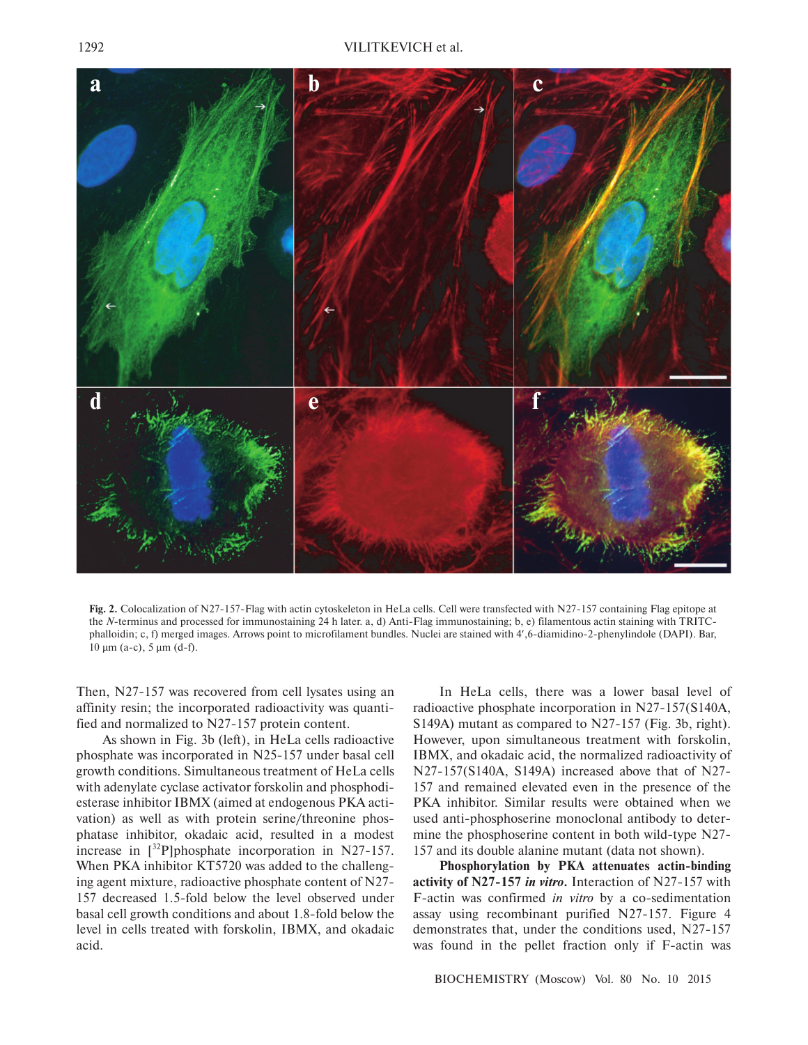**Fig. 2.** Colocalization of N27-157-Flag with actin cytoskeleton in HeLa cells. Cell were transfected with N27-157 containing Flag epitope at the *N*-terminus and processed for immunostaining 24 h later. a, d) Anti-Flag immunostaining; b, e) filamentous actin staining with TRITC-phalloidin; c, f) merged images. Arrows point to microfilament bundles. Nuclei are stained with 4′,6-diamidino-2-phenylindole (DAPI). Bar, 10 μm (a-c), 5 μm (d-f).

Then, N27-157 was recovered from cell lysates using an affinity resin; the incorporated radioactivity was quantified and normalized to N27-157 protein content.

As shown in Fig. 3b (left), in HeLa cells radioactive phosphate was incorporated in N25-157 under basal cell growth conditions. Simultaneous treatment of HeLa cells with adenylate cyclase activator forskolin and phosphodiesterase inhibitor IBMX (aimed at endogenous PKA activation) as well as with protein serine/threonine phosphatase inhibitor, okadaic acid, resulted in a modest increase in [$^{32}$P]phosphate incorporation in N27-157. When PKA inhibitor KT5720 was added to the challenging agent mixture, radioactive phosphate content of N27-157 decreased 1.5-fold below the level observed under basal cell growth conditions and about 1.8-fold below the level in cells treated with forskolin, IBMX, and okadaic acid.

In HeLa cells, there was a lower basal level of radioactive phosphate incorporation in N27-157(S140A, S149A) mutant as compared to N27-157 (Fig. 3b, right). However, upon simultaneous treatment with forskolin, IBMX, and okadaic acid, the normalized radioactivity of N27-157(S140A, S149A) increased above that of N27-157 and remained elevated even in the presence of the PKA inhibitor. Similar results were obtained when we used anti-phosphoserine monoclonal antibody to determine the phosphoserine content in both wild-type N27-157 and its double alanine mutant (data not shown).

**Phosphorylation by PKA attenuates actin-binding activity of N27-157 *in vitro*.** Interaction of N27-157 with F-actin was confirmed *in vitro* by a co-sedimentation assay using recombinant purified N27-157. Figure 4 demonstrates that, under the conditions used, N27-157 was found in the pellet fraction only if F-actin was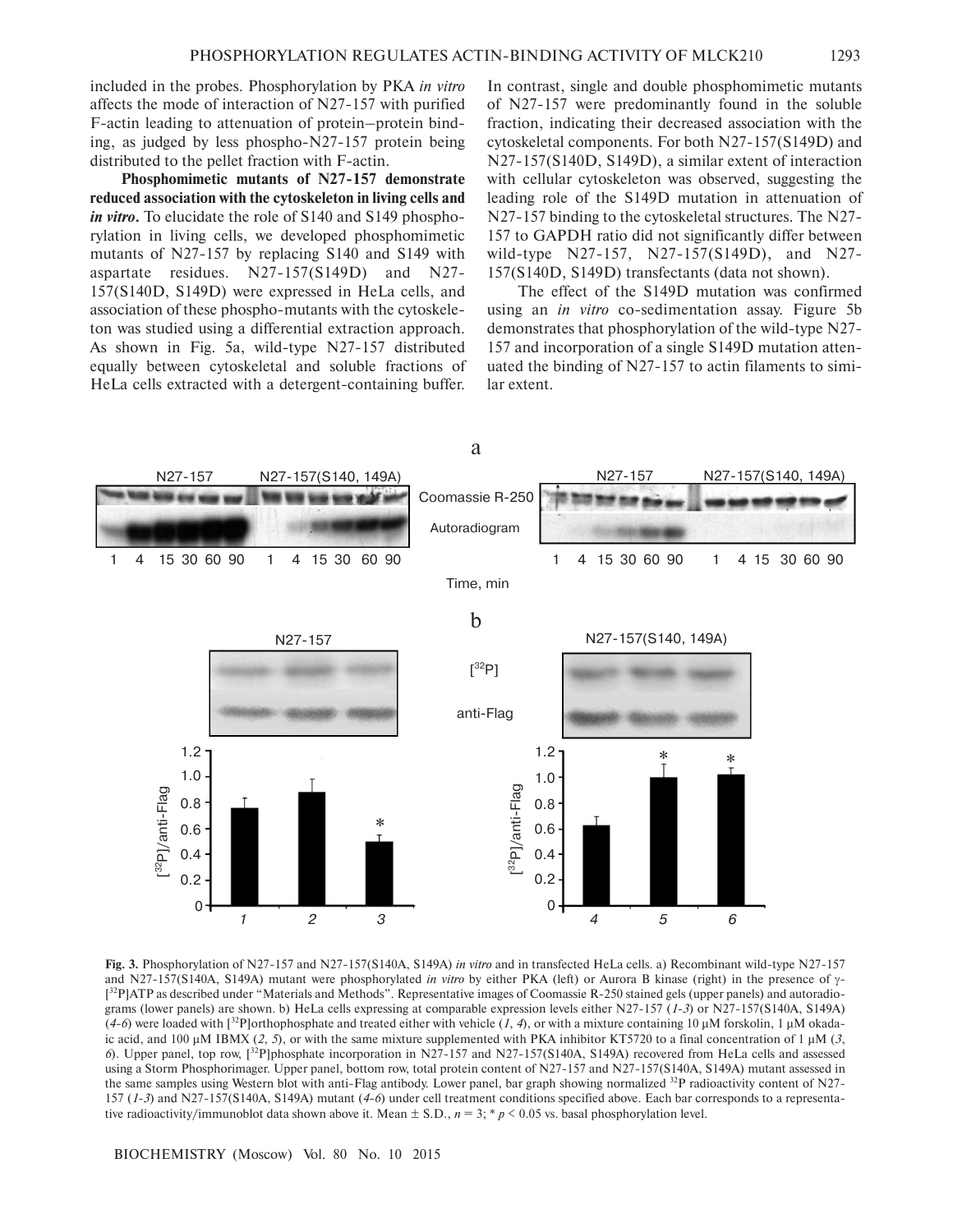included in the probes. Phosphorylation by PKA *in vitro* affects the mode of interaction of N27-157 with purified F-actin leading to attenuation of protein–protein binding, as judged by less phospho-N27-157 protein being distributed to the pellet fraction with F-actin.

**Phosphomimetic mutants of N27-157 demonstrate reduced association with the cytoskeleton in living cells and *in vitro*.** To elucidate the role of S140 and S149 phosphorylation in living cells, we developed phosphomimetic mutants of N27-157 by replacing S140 and S149 with aspartate residues. N27-157(S149D) and N27-157(S140D, S149D) were expressed in HeLa cells, and association of these phospho-mutants with the cytoskeleton was studied using a differential extraction approach. As shown in Fig. 5a, wild-type N27-157 distributed equally between cytoskeletal and soluble fractions of HeLa cells extracted with a detergent-containing buffer. In contrast, single and double phosphomimetic mutants of N27-157 were predominantly found in the soluble fraction, indicating their decreased association with the cytoskeletal components. For both N27-157(S149D) and N27-157(S140D, S149D), a similar extent of interaction with cellular cytoskeleton was observed, suggesting the leading role of the S149D mutation in attenuation of N27-157 binding to the cytoskeletal structures. The N27-157 to GAPDH ratio did not significantly differ between wild-type N27-157, N27-157(S149D), and N27-157(S140D, S149D) transfectants (data not shown).

The effect of the S149D mutation was confirmed using an *in vitro* co-sedimentation assay. Figure 5b demonstrates that phosphorylation of the wild-type N27-157 and incorporation of a single S149D mutation attenuated the binding of N27-157 to actin filaments to similar extent.

a

N27-157 N27-157(S140, 149A)

Coomassie R-250

Autoradiogram

1 4 15 30 60 90 1 4 15 30 60 90

N27-157 N27-157(S140, 149A)

1 4 15 30 60 90 1 4 15 30 60 90

Time, min

b

N27-157

[32P]

anti-Flag

N27-157(S140, 149A)

[32P]/anti-Flag

1.2 1.0 0.8 0.6 0.4 0.2 0

1 2 3

*

4 5 6

* *

**Fig. 3.** Phosphorylation of N27-157 and N27-157(S140A, S149A) *in vitro* and in transfected HeLa cells. a) Recombinant wild-type N27-157 and N27-157(S140A, S149A) mutant were phosphorylated *in vitro* by either PKA (left) or Aurora B kinase (right) in the presence of γ-[$^{32}$P]ATP as described under "Materials and Methods". Representative images of Coomassie R-250 stained gels (upper panels) and autoradiograms (lower panels) are shown. b) HeLa cells expressing at comparable expression levels either N27-157 (*1-3*) or N27-157(S140A, S149A) (*4-6*) were loaded with [$^{32}$P]orthophosphate and treated either with vehicle (*1*, *4*), or with a mixture containing 10 μM forskolin, 1 μM okadaic acid, and 100 μM IBMX (*2*, *5*), or with the same mixture supplemented with PKA inhibitor KT5720 to a final concentration of 1 μM (*3*, *6*). Upper panel, top row, [$^{32}$P]phosphate incorporation in N27-157 and N27-157(S140A, S149A) recovered from HeLa cells and assessed using a Storm Phosphorimager. Upper panel, bottom row, total protein content of N27-157 and N27-157(S140A, S149A) mutant assessed in the same samples using Western blot with anti-Flag antibody. Lower panel, bar graph showing normalized $^{32}$P radioactivity content of N27-157 (*1-3*) and N27-157(S140A, S149A) mutant (*4-6*) under cell treatment conditions specified above. Each bar corresponds to a representative radioactivity/immunoblot data shown above it. Mean ± S.D., $n = 3$; * $p < 0.05$ vs. basal phosphorylation level.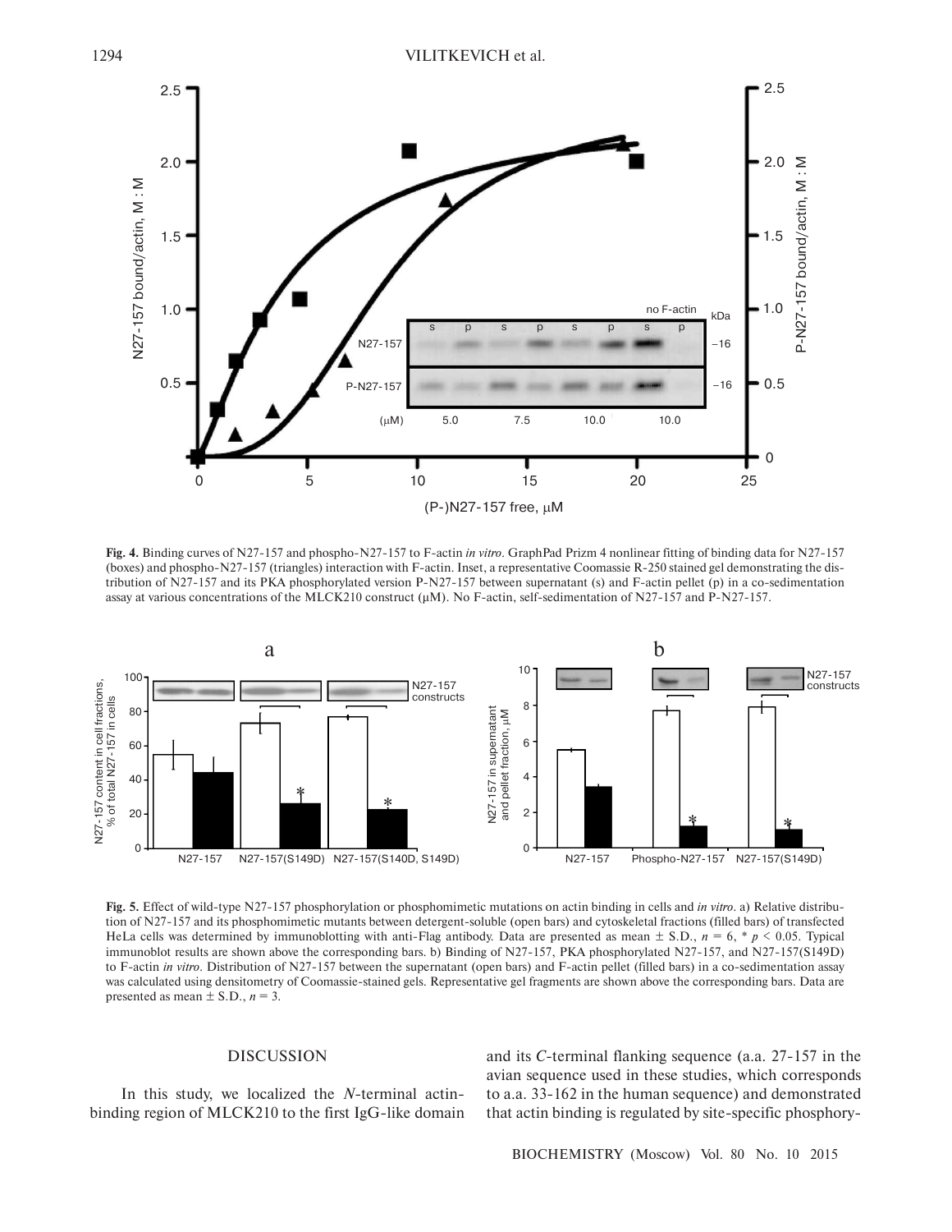N27-157 bound/actin, M : M

P-N27-157 bound/actin, M : M

(P-)N27-157 free, μM

2.5
2.0
1.5
1.0
0.5
0

0 5 10 15 20 25

no F-actin kDa

s p s p s p s p

N27-157 –16

P-N27-157 –16

(μM) 5.0 7.5 10.0 10.0

**Fig. 4.** Binding curves of N27-157 and phospho-N27-157 to F-actin *in vitro*. GraphPad Prizm 4 nonlinear fitting of binding data for N27-157 (boxes) and phospho-N27-157 (triangles) interaction with F-actin. Inset, a representative Coomassie R-250 stained gel demonstrating the distribution of N27-157 and its PKA phosphorylated version P-N27-157 between supernatant (s) and F-actin pellet (p) in a co-sedimentation assay at various concentrations of the MLCK210 construct (μM). No F-actin, self-sedimentation of N27-157 and P-N27-157.

a

N27-157 content in cell fractions, % of total N27-157 in cells

N27-157 constructs

100
80
60
40
20
0

N27-157 N27-157(S149D) N27-157(S140D, S149D)

b

N27-157 in supernatant and pellet fraction, μM

N27-157 constructs

10
8
6
4
2
0

N27-157 Phospho-N27-157 N27-157(S149D)

**Fig. 5.** Effect of wild-type N27-157 phosphorylation or phosphomimetic mutations on actin binding in cells and *in vitro*. a) Relative distribution of N27-157 and its phosphomimetic mutants between detergent-soluble (open bars) and cytoskeletal fractions (filled bars) of transfected HeLa cells was determined by immunoblotting with anti-Flag antibody. Data are presented as mean ± S.D., $n = 6$, * $p < 0.05$. Typical immunoblot results are shown above the corresponding bars. b) Binding of N27-157, PKA phosphorylated N27-157, and N27-157(S149D) to F-actin *in vitro*. Distribution of N27-157 between the supernatant (open bars) and F-actin pellet (filled bars) in a co-sedimentation assay was calculated using densitometry of Coomassie-stained gels. Representative gel fragments are shown above the corresponding bars. Data are presented as mean ± S.D., $n = 3$.

## DISCUSSION

In this study, we localized the *N*-terminal actin-binding region of MLCK210 to the first IgG-like domain and its *C*-terminal flanking sequence (a.a. 27-157 in the avian sequence used in these studies, which corresponds to a.a. 33-162 in the human sequence) and demonstrated that actin binding is regulated by site-specific phosphory-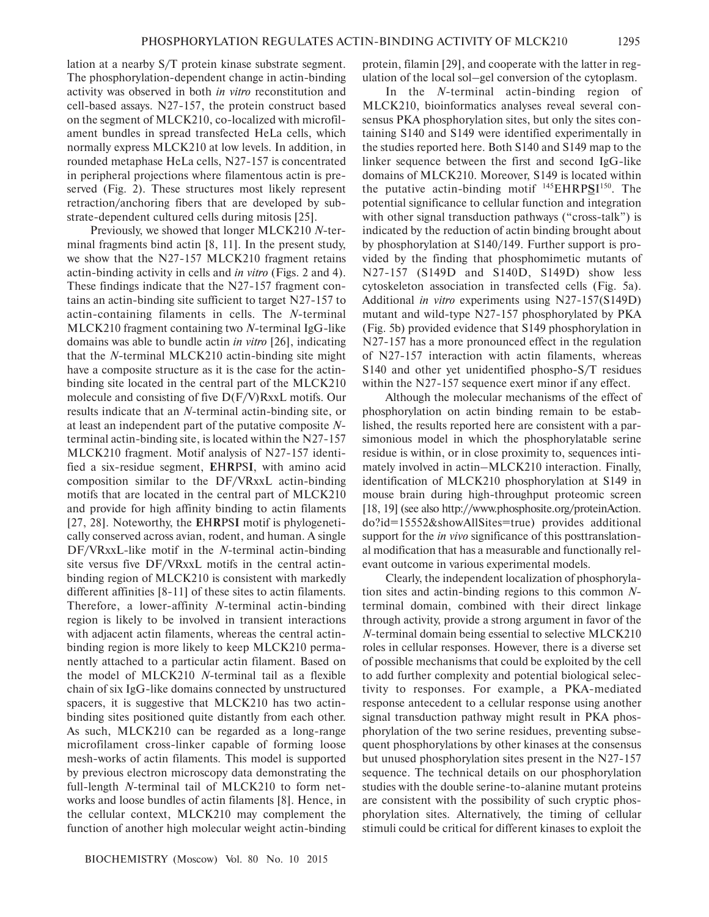lation at a nearby S/T protein kinase substrate segment. The phosphorylation-dependent change in actin-binding activity was observed in both *in vitro* reconstitution and cell-based assays. N27-157, the protein construct based on the segment of MLCK210, co-localized with microfilament bundles in spread transfected HeLa cells, which normally express MLCK210 at low levels. In addition, in rounded metaphase HeLa cells, N27-157 is concentrated in peripheral projections where filamentous actin is preserved (Fig. 2). These structures most likely represent retraction/anchoring fibers that are developed by substrate-dependent cultured cells during mitosis [25].

Previously, we showed that longer MLCK210 *N*-terminal fragments bind actin [8, 11]. In the present study, we show that the N27-157 MLCK210 fragment retains actin-binding activity in cells and *in vitro* (Figs. 2 and 4). These findings indicate that the N27-157 fragment contains an actin-binding site sufficient to target N27-157 to actin-containing filaments in cells. The *N*-terminal MLCK210 fragment containing two *N*-terminal IgG-like domains was able to bundle actin *in vitro* [26], indicating that the *N*-terminal MLCK210 actin-binding site might have a composite structure as it is the case for the actin-binding site located in the central part of the MLCK210 molecule and consisting of five D(F/V)RxxL motifs. Our results indicate that an *N*-terminal actin-binding site, or at least an independent part of the putative composite *N*-terminal actin-binding site, is located within the N27-157 MLCK210 fragment. Motif analysis of N27-157 identified a six-residue segment, **E**H**R**PS**I**, with amino acid composition similar to the DF/VRxxL actin-binding motifs that are located in the central part of MLCK210 and provide for high affinity binding to actin filaments [27, 28]. Noteworthy, the **E**H**R**PS**I** motif is phylogenetically conserved across avian, rodent, and human. A single DF/VRxxL-like motif in the *N*-terminal actin-binding site versus five DF/VRxxL motifs in the central actin-binding region of MLCK210 is consistent with markedly different affinities [8-11] of these sites to actin filaments. Therefore, a lower-affinity *N*-terminal actin-binding region is likely to be involved in transient interactions with adjacent actin filaments, whereas the central actin-binding region is more likely to keep MLCK210 permanently attached to a particular actin filament. Based on the model of MLCK210 *N*-terminal tail as a flexible chain of six IgG-like domains connected by unstructured spacers, it is suggestive that MLCK210 has two actin-binding sites positioned quite distantly from each other. As such, MLCK210 can be regarded as a long-range microfilament cross-linker capable of forming loose mesh-works of actin filaments. This model is supported by previous electron microscopy data demonstrating the full-length *N*-terminal tail of MLCK210 to form networks and loose bundles of actin filaments [8]. Hence, in the cellular context, MLCK210 may complement the function of another high molecular weight actin-binding protein, filamin [29], and cooperate with the latter in regulation of the local sol–gel conversion of the cytoplasm.

In the *N*-terminal actin-binding region of MLCK210, bioinformatics analyses reveal several consensus PKA phosphorylation sites, but only the sites containing S140 and S149 were identified experimentally in the studies reported here. Both S140 and S149 map to the linker sequence between the first and second IgG-like domains of MLCK210. Moreover, S149 is located within the putative actin-binding motif [145]EHRPSI[150]. The potential significance to cellular function and integration with other signal transduction pathways ("cross-talk") is indicated by the reduction of actin binding brought about by phosphorylation at S140/149. Further support is provided by the finding that phosphomimetic mutants of N27-157 (S149D and S140D, S149D) show less cytoskeleton association in transfected cells (Fig. 5a). Additional *in vitro* experiments using N27-157(S149D) mutant and wild-type N27-157 phosphorylated by PKA (Fig. 5b) provided evidence that S149 phosphorylation in N27-157 has a more pronounced effect in the regulation of N27-157 interaction with actin filaments, whereas S140 and other yet unidentified phospho-S/T residues within the N27-157 sequence exert minor if any effect.

Although the molecular mechanisms of the effect of phosphorylation on actin binding remain to be established, the results reported here are consistent with a parsimonious model in which the phosphorylatable serine residue is within, or in close proximity to, sequences intimately involved in actin–MLCK210 interaction. Finally, identification of MLCK210 phosphorylation at S149 in mouse brain during high-throughput proteomic screen [18, 19] (see also http://www.phosphosite.org/proteinAction.do?id=15552&showAllSites=true) provides additional support for the *in vivo* significance of this posttranslational modification that has a measurable and functionally relevant outcome in various experimental models.

Clearly, the independent localization of phosphorylation sites and actin-binding regions to this common *N*-terminal domain, combined with their direct linkage through activity, provide a strong argument in favor of the *N*-terminal domain being essential to selective MLCK210 roles in cellular responses. However, there is a diverse set of possible mechanisms that could be exploited by the cell to add further complexity and potential biological selectivity to responses. For example, a PKA-mediated response antecedent to a cellular response using another signal transduction pathway might result in PKA phosphorylation of the two serine residues, preventing subsequent phosphorylations by other kinases at the consensus but unused phosphorylation sites present in the N27-157 sequence. The technical details on our phosphorylation studies with the double serine-to-alanine mutant proteins are consistent with the possibility of such cryptic phosphorylation sites. Alternatively, the timing of cellular stimuli could be critical for different kinases to exploit the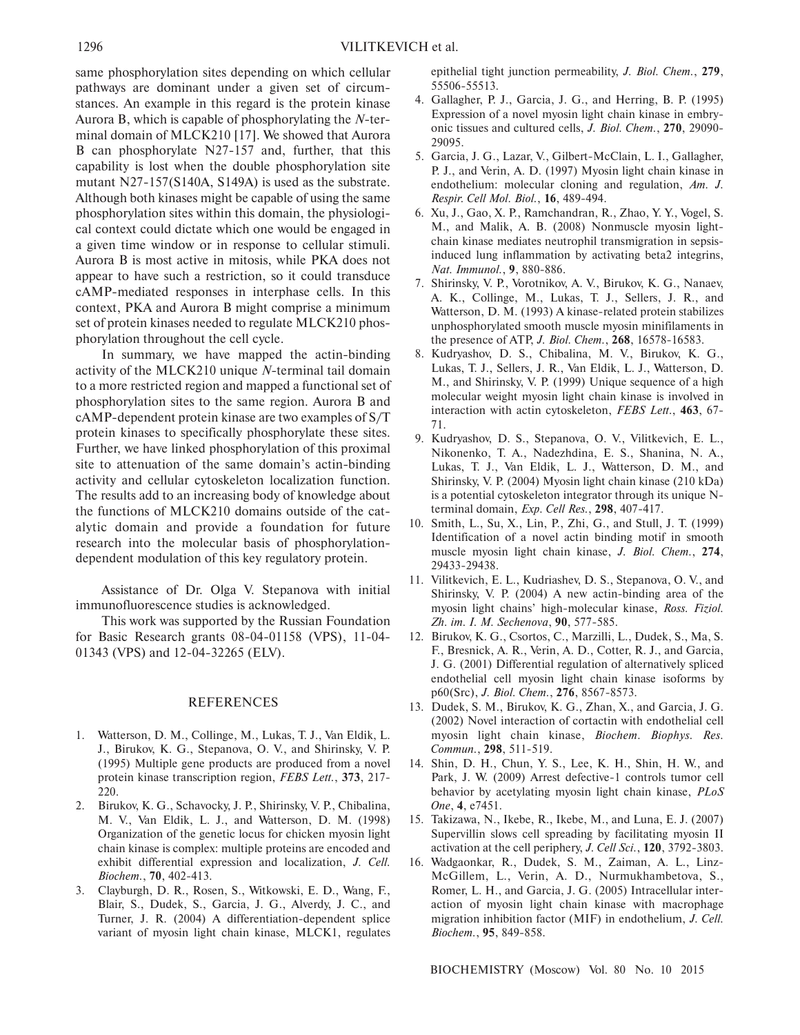same phosphorylation sites depending on which cellular pathways are dominant under a given set of circumstances. An example in this regard is the protein kinase Aurora B, which is capable of phosphorylating the *N*-terminal domain of MLCK210 [17]. We showed that Aurora B can phosphorylate N27-157 and, further, that this capability is lost when the double phosphorylation site mutant N27-157(S140A, S149A) is used as the substrate. Although both kinases might be capable of using the same phosphorylation sites within this domain, the physiological context could dictate which one would be engaged in a given time window or in response to cellular stimuli. Aurora B is most active in mitosis, while PKA does not appear to have such a restriction, so it could transduce cAMP-mediated responses in interphase cells. In this context, PKA and Aurora B might comprise a minimum set of protein kinases needed to regulate MLCK210 phosphorylation throughout the cell cycle.

In summary, we have mapped the actin-binding activity of the MLCK210 unique *N*-terminal tail domain to a more restricted region and mapped a functional set of phosphorylation sites to the same region. Aurora B and cAMP-dependent protein kinase are two examples of S/T protein kinases to specifically phosphorylate these sites. Further, we have linked phosphorylation of this proximal site to attenuation of the same domain's actin-binding activity and cellular cytoskeleton localization function. The results add to an increasing body of knowledge about the functions of MLCK210 domains outside of the catalytic domain and provide a foundation for future research into the molecular basis of phosphorylation-dependent modulation of this key regulatory protein.

Assistance of Dr. Olga V. Stepanova with initial immunofluorescence studies is acknowledged.

This work was supported by the Russian Foundation for Basic Research grants 08-04-01158 (VPS), 11-04-01343 (VPS) and 12-04-32265 (ELV).

## REFERENCES

1. Watterson, D. M., Collinge, M., Lukas, T. J., Van Eldik, L. J., Birukov, K. G., Stepanova, O. V., and Shirinsky, V. P. (1995) Multiple gene products are produced from a novel protein kinase transcription region, *FEBS Lett.*, **373**, 217-220.
2. Birukov, K. G., Schavocky, J. P., Shirinsky, V. P., Chibalina, M. V., Van Eldik, L. J., and Watterson, D. M. (1998) Organization of the genetic locus for chicken myosin light chain kinase is complex: multiple proteins are encoded and exhibit differential expression and localization, *J. Cell. Biochem.*, **70**, 402-413.
3. Clayburgh, D. R., Rosen, S., Witkowski, E. D., Wang, F., Blair, S., Dudek, S., Garcia, J. G., Alverdy, J. C., and Turner, J. R. (2004) A differentiation-dependent splice variant of myosin light chain kinase, MLCK1, regulates epithelial tight junction permeability, *J. Biol. Chem.*, **279**, 55506-55513.
4. Gallagher, P. J., Garcia, J. G., and Herring, B. P. (1995) Expression of a novel myosin light chain kinase in embryonic tissues and cultured cells, *J. Biol. Chem.*, **270**, 29090-29095.
5. Garcia, J. G., Lazar, V., Gilbert-McClain, L. I., Gallagher, P. J., and Verin, A. D. (1997) Myosin light chain kinase in endothelium: molecular cloning and regulation, *Am. J. Respir. Cell Mol. Biol.*, **16**, 489-494.
6. Xu, J., Gao, X. P., Ramchandran, R., Zhao, Y. Y., Vogel, S. M., and Malik, A. B. (2008) Nonmuscle myosin light-chain kinase mediates neutrophil transmigration in sepsis-induced lung inflammation by activating beta2 integrins, *Nat. Immunol.*, **9**, 880-886.
7. Shirinsky, V. P., Vorotnikov, A. V., Birukov, K. G., Nanaev, A. K., Collinge, M., Lukas, T. J., Sellers, J. R., and Watterson, D. M. (1993) A kinase-related protein stabilizes unphosphorylated smooth muscle myosin minifilaments in the presence of ATP, *J. Biol. Chem.*, **268**, 16578-16583.
8. Kudryashov, D. S., Chibalina, M. V., Birukov, K. G., Lukas, T. J., Sellers, J. R., Van Eldik, L. J., Watterson, D. M., and Shirinsky, V. P. (1999) Unique sequence of a high molecular weight myosin light chain kinase is involved in interaction with actin cytoskeleton, *FEBS Lett.*, **463**, 67-71.
9. Kudryashov, D. S., Stepanova, O. V., Vilitkevich, E. L., Nikonenko, T. A., Nadezhdina, E. S., Shanina, N. A., Lukas, T. J., Van Eldik, L. J., Watterson, D. M., and Shirinsky, V. P. (2004) Myosin light chain kinase (210 kDa) is a potential cytoskeleton integrator through its unique N-terminal domain, *Exp. Cell Res.*, **298**, 407-417.
10. Smith, L., Su, X., Lin, P., Zhi, G., and Stull, J. T. (1999) Identification of a novel actin binding motif in smooth muscle myosin light chain kinase, *J. Biol. Chem.*, **274**, 29433-29438.
11. Vilitkevich, E. L., Kudriashev, D. S., Stepanova, O. V., and Shirinsky, V. P. (2004) A new actin-binding area of the myosin light chains' high-molecular kinase, *Ross. Fiziol. Zh. im. I. M. Sechenova*, **90**, 577-585.
12. Birukov, K. G., Csortos, C., Marzilli, L., Dudek, S., Ma, S. F., Bresnick, A. R., Verin, A. D., Cotter, R. J., and Garcia, J. G. (2001) Differential regulation of alternatively spliced endothelial cell myosin light chain kinase isoforms by p60(Src), *J. Biol. Chem.*, **276**, 8567-8573.
13. Dudek, S. M., Birukov, K. G., Zhan, X., and Garcia, J. G. (2002) Novel interaction of cortactin with endothelial cell myosin light chain kinase, *Biochem. Biophys. Res. Commun.*, **298**, 511-519.
14. Shin, D. H., Chun, Y. S., Lee, K. H., Shin, H. W., and Park, J. W. (2009) Arrest defective-1 controls tumor cell behavior by acetylating myosin light chain kinase, *PLoS One*, **4**, e7451.
15. Takizawa, N., Ikebe, R., Ikebe, M., and Luna, E. J. (2007) Supervillin slows cell spreading by facilitating myosin II activation at the cell periphery, *J. Cell Sci.*, **120**, 3792-3803.
16. Wadgaonkar, R., Dudek, S. M., Zaiman, A. L., Linz-McGillem, L., Verin, A. D., Nurmukhambetova, S., Romer, L. H., and Garcia, J. G. (2005) Intracellular interaction of myosin light chain kinase with macrophage migration inhibition factor (MIF) in endothelium, *J. Cell. Biochem.*, **95**, 849-858.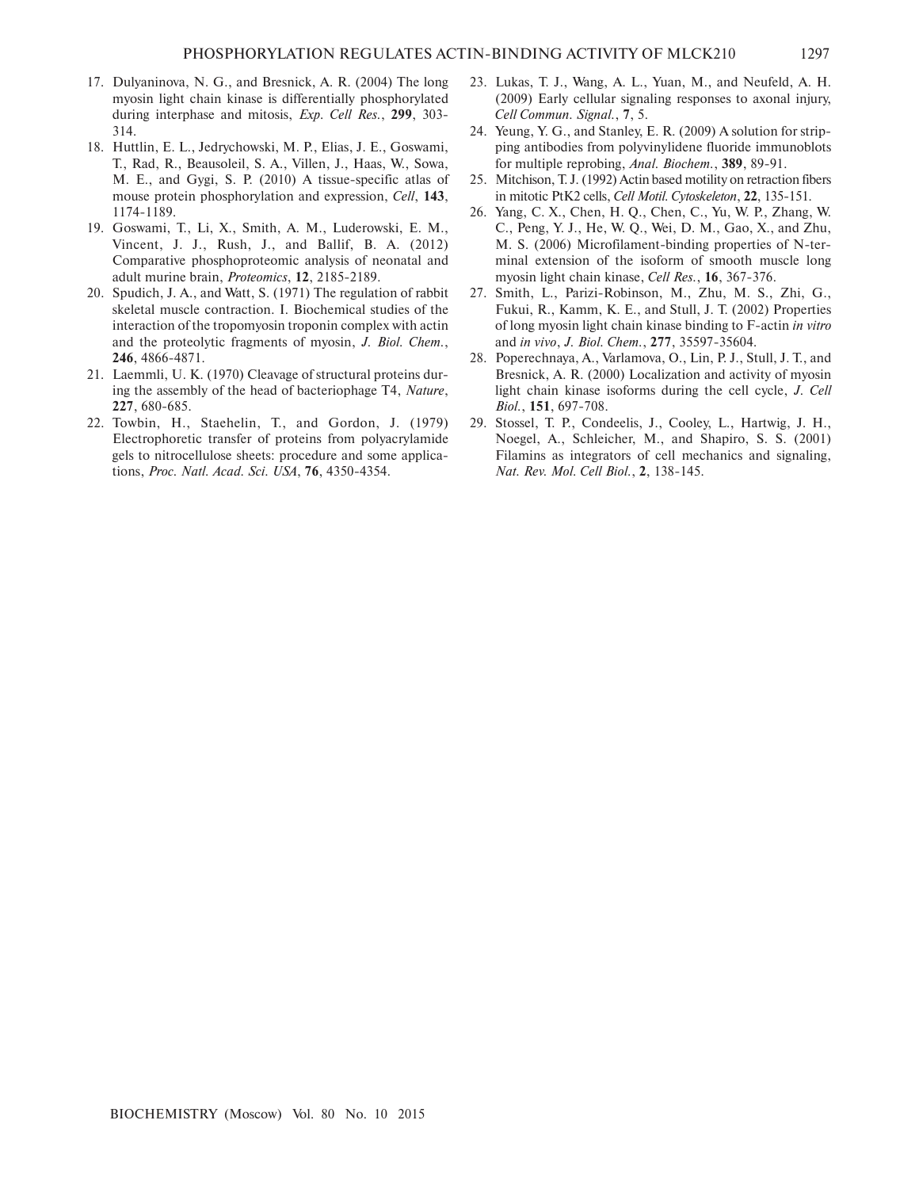17. Dulyaninova, N. G., and Bresnick, A. R. (2004) The long myosin light chain kinase is differentially phosphorylated during interphase and mitosis, *Exp. Cell Res.*, **299**, 303-314.
18. Huttlin, E. L., Jedrychowski, M. P., Elias, J. E., Goswami, T., Rad, R., Beausoleil, S. A., Villen, J., Haas, W., Sowa, M. E., and Gygi, S. P. (2010) A tissue-specific atlas of mouse protein phosphorylation and expression, *Cell*, **143**, 1174-1189.
19. Goswami, T., Li, X., Smith, A. M., Luderowski, E. M., Vincent, J. J., Rush, J., and Ballif, B. A. (2012) Comparative phosphoproteomic analysis of neonatal and adult murine brain, *Proteomics*, **12**, 2185-2189.
20. Spudich, J. A., and Watt, S. (1971) The regulation of rabbit skeletal muscle contraction. I. Biochemical studies of the interaction of the tropomyosin troponin complex with actin and the proteolytic fragments of myosin, *J. Biol. Chem.*, **246**, 4866-4871.
21. Laemmli, U. K. (1970) Cleavage of structural proteins during the assembly of the head of bacteriophage T4, *Nature*, **227**, 680-685.
22. Towbin, H., Staehelin, T., and Gordon, J. (1979) Electrophoretic transfer of proteins from polyacrylamide gels to nitrocellulose sheets: procedure and some applications, *Proc. Natl. Acad. Sci. USA*, **76**, 4350-4354.
23. Lukas, T. J., Wang, A. L., Yuan, M., and Neufeld, A. H. (2009) Early cellular signaling responses to axonal injury, *Cell Commun. Signal.*, **7**, 5.
24. Yeung, Y. G., and Stanley, E. R. (2009) A solution for stripping antibodies from polyvinylidene fluoride immunoblots for multiple reprobing, *Anal. Biochem.*, **389**, 89-91.
25. Mitchison, T. J. (1992) Actin based motility on retraction fibers in mitotic PtK2 cells, *Cell Motil. Cytoskeleton*, **22**, 135-151.
26. Yang, C. X., Chen, H. Q., Chen, C., Yu, W. P., Zhang, W. C., Peng, Y. J., He, W. Q., Wei, D. M., Gao, X., and Zhu, M. S. (2006) Microfilament-binding properties of N-terminal extension of the isoform of smooth muscle long myosin light chain kinase, *Cell Res.*, **16**, 367-376.
27. Smith, L., Parizi-Robinson, M., Zhu, M. S., Zhi, G., Fukui, R., Kamm, K. E., and Stull, J. T. (2002) Properties of long myosin light chain kinase binding to F-actin *in vitro* and *in vivo*, *J. Biol. Chem.*, **277**, 35597-35604.
28. Poperechnaya, A., Varlamova, O., Lin, P. J., Stull, J. T., and Bresnick, A. R. (2000) Localization and activity of myosin light chain kinase isoforms during the cell cycle, *J. Cell Biol.*, **151**, 697-708.
29. Stossel, T. P., Condeelis, J., Cooley, L., Hartwig, J. H., Noegel, A., Schleicher, M., and Shapiro, S. S. (2001) Filamins as integrators of cell mechanics and signaling, *Nat. Rev. Mol. Cell Biol.*, **2**, 138-145.